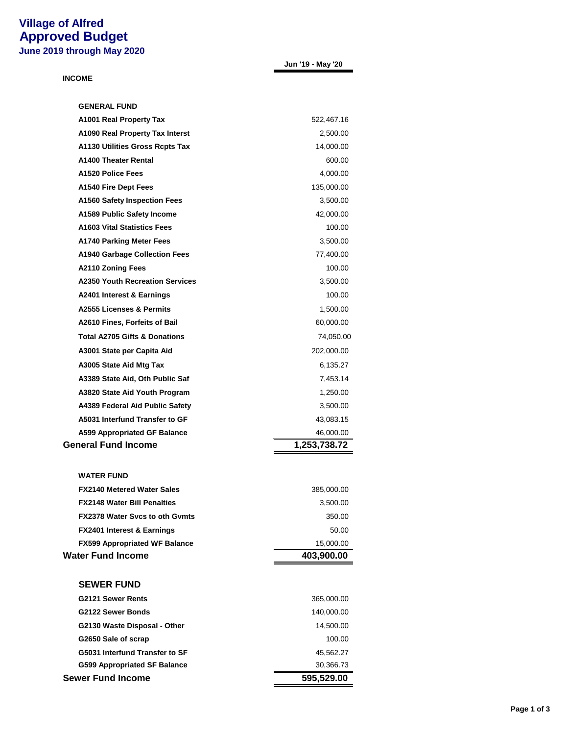# Village of Alfred
## Approved Budget
### June 2019 through May 2020

| | Jun '19 - May '20 |
|---|---|
| **INCOME** | |
| **GENERAL FUND** | |
| **A1001 Real Property Tax** | 522,467.16 |
| **A1090 Real Property Tax Interst** | 2,500.00 |
| **A1130 Utilities Gross Rcpts Tax** | 14,000.00 |
| **A1400 Theater Rental** | 600.00 |
| **A1520 Police Fees** | 4,000.00 |
| **A1540 Fire Dept Fees** | 135,000.00 |
| **A1560 Safety Inspection Fees** | 3,500.00 |
| **A1589 Public Safety Income** | 42,000.00 |
| **A1603 Vital Statistics Fees** | 100.00 |
| **A1740 Parking Meter Fees** | 3,500.00 |
| **A1940 Garbage Collection Fees** | 77,400.00 |
| **A2110 Zoning Fees** | 100.00 |
| **A2350 Youth Recreation Services** | 3,500.00 |
| **A2401 Interest & Earnings** | 100.00 |
| **A2555 Licenses & Permits** | 1,500.00 |
| **A2610 Fines, Forfeits of Bail** | 60,000.00 |
| **Total A2705 Gifts & Donations** | 74,050.00 |
| **A3001 State per Capita Aid** | 202,000.00 |
| **A3005 State Aid Mtg Tax** | 6,135.27 |
| **A3389 State Aid, Oth Public Saf** | 7,453.14 |
| **A3820 State Aid Youth Program** | 1,250.00 |
| **A4389 Federal Aid Public Safety** | 3,500.00 |
| **A5031 Interfund Transfer to GF** | 43,083.15 |
| **A599 Appropriated GF Balance** | 46,000.00 |
| **General Fund Income** | **1,253,738.72** |
| **WATER FUND** | |
| **FX2140 Metered Water Sales** | 385,000.00 |
| **FX2148 Water Bill Penalties** | 3,500.00 |
| **FX2378 Water Svcs to oth Gvmts** | 350.00 |
| **FX2401 Interest & Earnings** | 50.00 |
| **FX599 Appropriated WF Balance** | 15,000.00 |
| **Water Fund Income** | **403,900.00** |
| **SEWER FUND** | |
| **G2121 Sewer Rents** | 365,000.00 |
| **G2122 Sewer Bonds** | 140,000.00 |
| **G2130 Waste Disposal - Other** | 14,500.00 |
| **G2650 Sale of scrap** | 100.00 |
| **G5031 Interfund Transfer to SF** | 45,562.27 |
| **G599 Appropriated SF Balance** | 30,366.73 |
| **Sewer Fund Income** | **595,529.00** |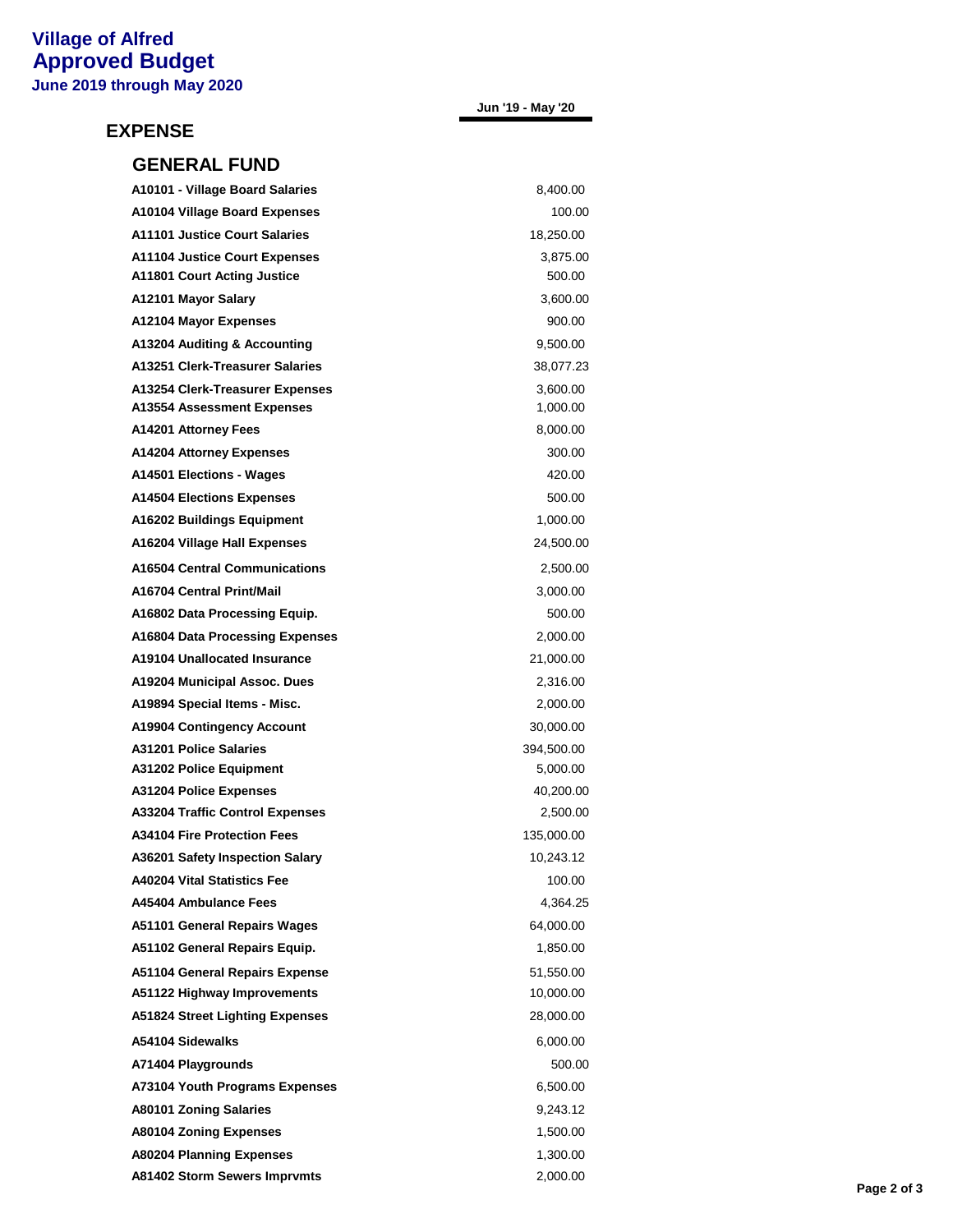# Village of Alfred
## Approved Budget
### June 2019 through May 2020

## EXPENSE

### GENERAL FUND

| | Jun '19 - May '20 |
|---|---|
| A10101 - Village Board Salaries | 8,400.00 |
| A10104 Village Board Expenses | 100.00 |
| A11101 Justice Court Salaries | 18,250.00 |
| A11104 Justice Court Expenses | 3,875.00 |
| A11801 Court Acting Justice | 500.00 |
| A12101 Mayor Salary | 3,600.00 |
| A12104 Mayor Expenses | 900.00 |
| A13204 Auditing & Accounting | 9,500.00 |
| A13251 Clerk-Treasurer Salaries | 38,077.23 |
| A13254 Clerk-Treasurer Expenses | 3,600.00 |
| A13554 Assessment Expenses | 1,000.00 |
| A14201 Attorney Fees | 8,000.00 |
| A14204 Attorney Expenses | 300.00 |
| A14501 Elections - Wages | 420.00 |
| A14504 Elections Expenses | 500.00 |
| A16202 Buildings Equipment | 1,000.00 |
| A16204 Village Hall Expenses | 24,500.00 |
| A16504 Central Communications | 2,500.00 |
| A16704 Central Print/Mail | 3,000.00 |
| A16802 Data Processing Equip. | 500.00 |
| A16804 Data Processing Expenses | 2,000.00 |
| A19104 Unallocated Insurance | 21,000.00 |
| A19204 Municipal Assoc. Dues | 2,316.00 |
| A19894 Special Items - Misc. | 2,000.00 |
| A19904 Contingency Account | 30,000.00 |
| A31201 Police Salaries | 394,500.00 |
| A31202 Police Equipment | 5,000.00 |
| A31204 Police Expenses | 40,200.00 |
| A33204 Traffic Control Expenses | 2,500.00 |
| A34104 Fire Protection Fees | 135,000.00 |
| A36201 Safety Inspection Salary | 10,243.12 |
| A40204 Vital Statistics Fee | 100.00 |
| A45404 Ambulance Fees | 4,364.25 |
| A51101 General Repairs Wages | 64,000.00 |
| A51102 General Repairs Equip. | 1,850.00 |
| A51104 General Repairs Expense | 51,550.00 |
| A51122 Highway Improvements | 10,000.00 |
| A51824 Street Lighting Expenses | 28,000.00 |
| A54104 Sidewalks | 6,000.00 |
| A71404 Playgrounds | 500.00 |
| A73104 Youth Programs Expenses | 6,500.00 |
| A80101 Zoning Salaries | 9,243.12 |
| A80104 Zoning Expenses | 1,500.00 |
| A80204 Planning Expenses | 1,300.00 |
| A81402 Storm Sewers Imprvmts | 2,000.00 |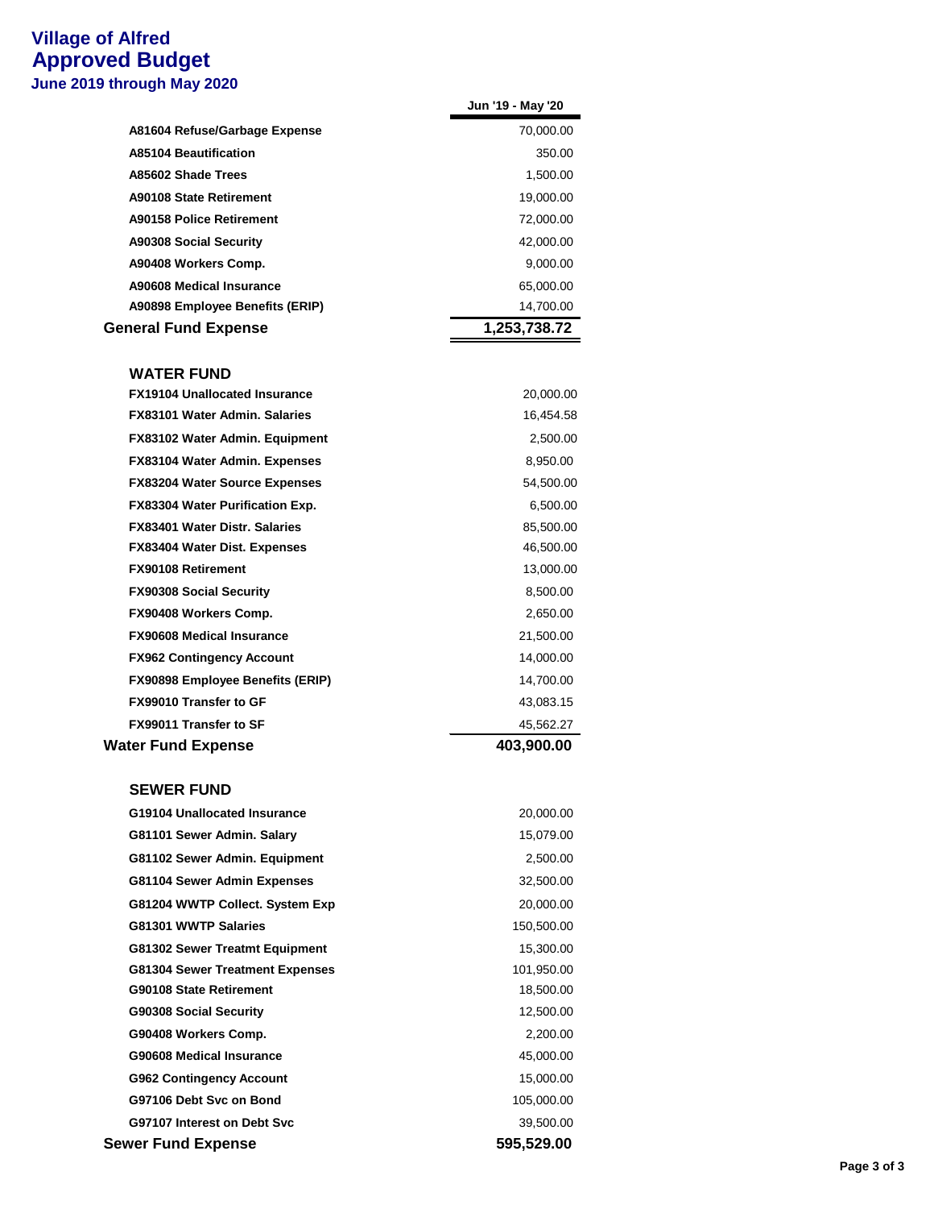# Village of Alfred
## Approved Budget
### June 2019 through May 2020

| | Jun '19 - May '20 |
|---|---|
| **A81604 Refuse/Garbage Expense** | 70,000.00 |
| **A85104 Beautification** | 350.00 |
| **A85602 Shade Trees** | 1,500.00 |
| **A90108 State Retirement** | 19,000.00 |
| **A90158 Police Retirement** | 72,000.00 |
| **A90308 Social Security** | 42,000.00 |
| **A90408 Workers Comp.** | 9,000.00 |
| **A90608 Medical Insurance** | 65,000.00 |
| **A90898 Employee Benefits (ERIP)** | 14,700.00 |
| **General Fund Expense** | **1,253,738.72** |
| **WATER FUND** | |
| **FX19104 Unallocated Insurance** | 20,000.00 |
| **FX83101 Water Admin. Salaries** | 16,454.58 |
| **FX83102 Water Admin. Equipment** | 2,500.00 |
| **FX83104 Water Admin. Expenses** | 8,950.00 |
| **FX83204 Water Source Expenses** | 54,500.00 |
| **FX83304 Water Purification Exp.** | 6,500.00 |
| **FX83401 Water Distr. Salaries** | 85,500.00 |
| **FX83404 Water Dist. Expenses** | 46,500.00 |
| **FX90108 Retirement** | 13,000.00 |
| **FX90308 Social Security** | 8,500.00 |
| **FX90408 Workers Comp.** | 2,650.00 |
| **FX90608 Medical Insurance** | 21,500.00 |
| **FX962 Contingency Account** | 14,000.00 |
| **FX90898 Employee Benefits (ERIP)** | 14,700.00 |
| **FX99010 Transfer to GF** | 43,083.15 |
| **FX99011 Transfer to SF** | 45,562.27 |
| **Water Fund Expense** | **403,900.00** |
| **SEWER FUND** | |
| **G19104 Unallocated Insurance** | 20,000.00 |
| **G81101 Sewer Admin. Salary** | 15,079.00 |
| **G81102 Sewer Admin. Equipment** | 2,500.00 |
| **G81104 Sewer Admin Expenses** | 32,500.00 |
| **G81204 WWTP Collect. System Exp** | 20,000.00 |
| **G81301 WWTP Salaries** | 150,500.00 |
| **G81302 Sewer Treatmt Equipment** | 15,300.00 |
| **G81304 Sewer Treatment Expenses** | 101,950.00 |
| **G90108 State Retirement** | 18,500.00 |
| **G90308 Social Security** | 12,500.00 |
| **G90408 Workers Comp.** | 2,200.00 |
| **G90608 Medical Insurance** | 45,000.00 |
| **G962 Contingency Account** | 15,000.00 |
| **G97106 Debt Svc on Bond** | 105,000.00 |
| **G97107 Interest on Debt Svc** | 39,500.00 |
| **Sewer Fund Expense** | **595,529.00** |